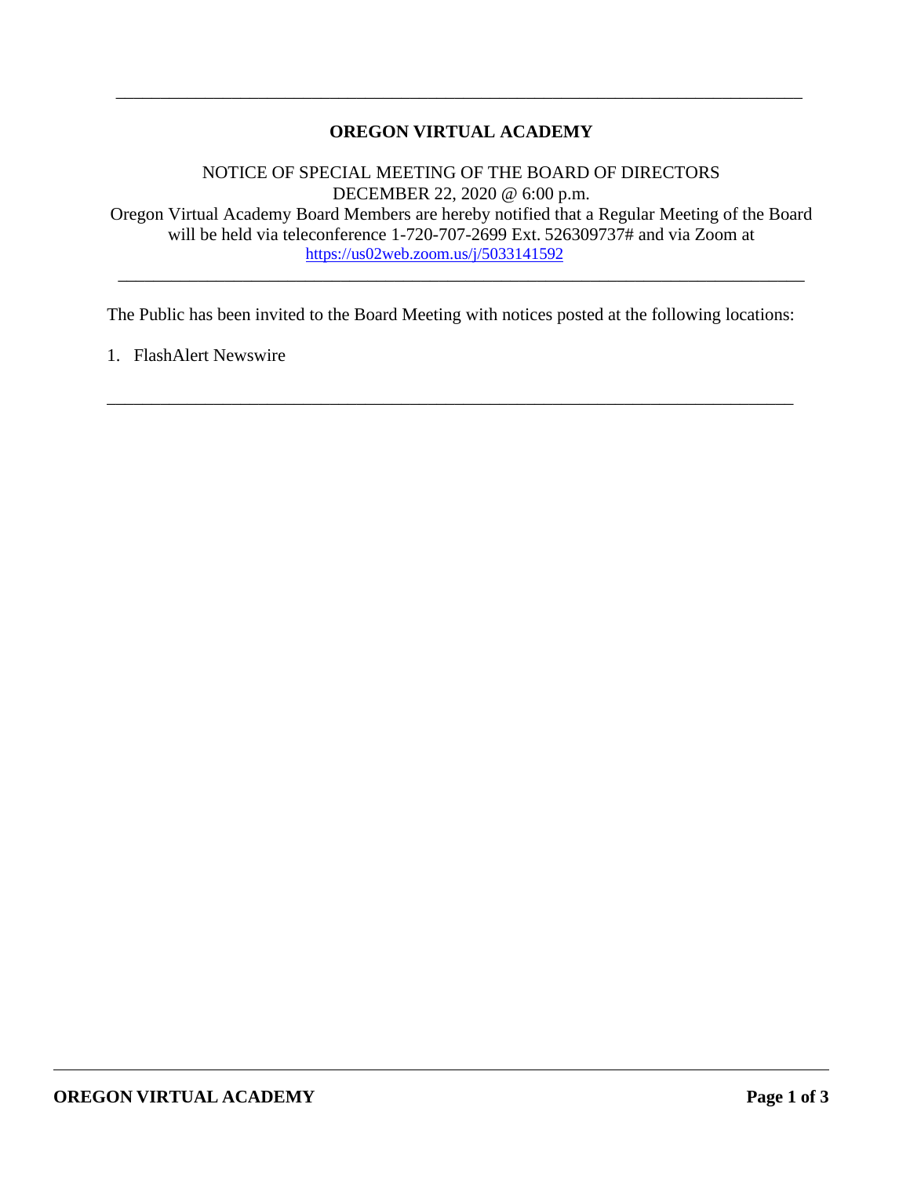---

# OREGON VIRTUAL ACADEMY

NOTICE OF SPECIAL MEETING OF THE BOARD OF DIRECTORS
DECEMBER 22, 2020 @ 6:00 p.m.
Oregon Virtual Academy Board Members are hereby notified that a Regular Meeting of the Board will be held via teleconference 1-720-707-2699 Ext. 526309737# and via Zoom at https://us02web.zoom.us/j/5033141592

---

The Public has been invited to the Board Meeting with notices posted at the following locations:

1. FlashAlert Newswire

---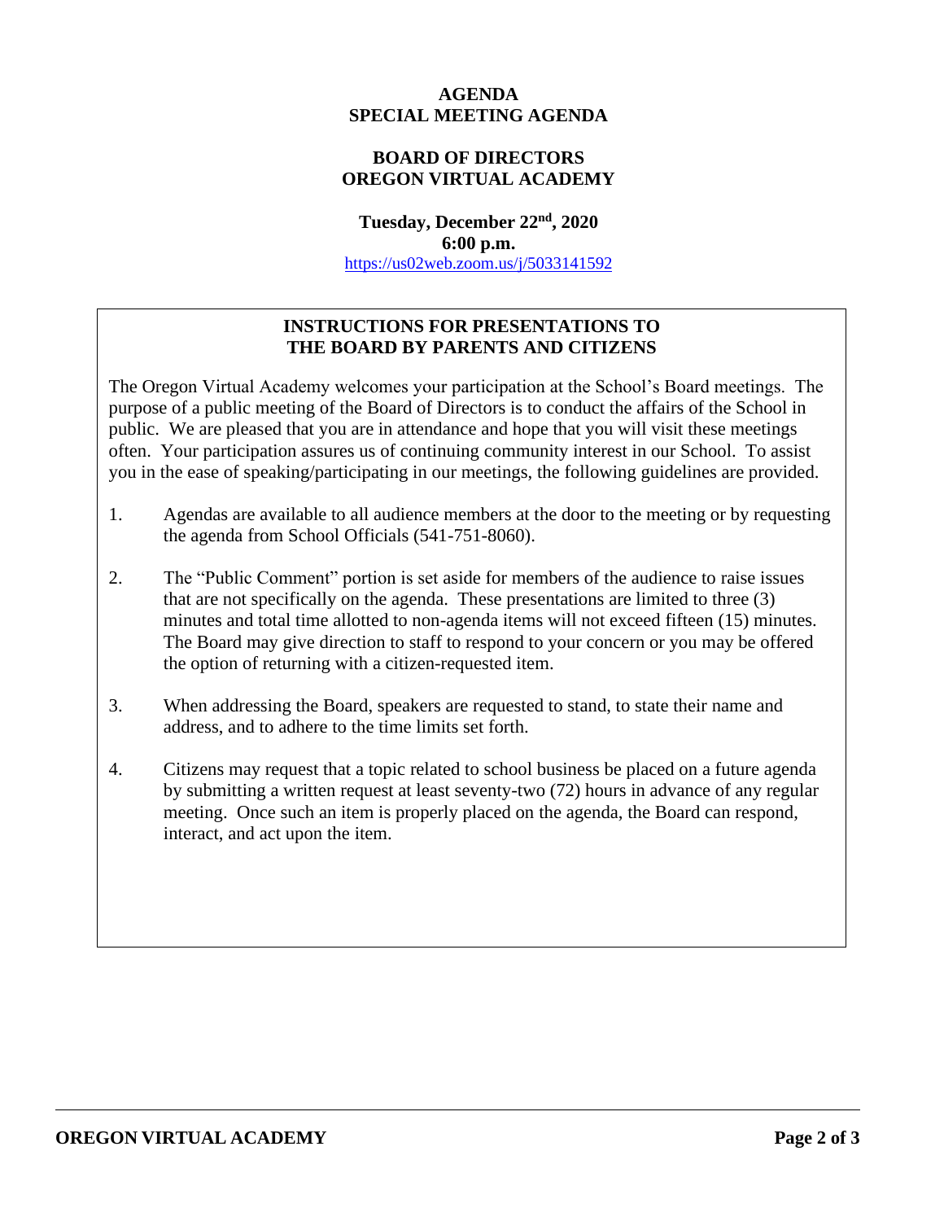**AGENDA**
**SPECIAL MEETING AGENDA**

**BOARD OF DIRECTORS**
**OREGON VIRTUAL ACADEMY**

**Tuesday, December 22nd, 2020**
**6:00 p.m.**
https://us02web.zoom.us/j/5033141592

## INSTRUCTIONS FOR PRESENTATIONS TO THE BOARD BY PARENTS AND CITIZENS

The Oregon Virtual Academy welcomes your participation at the School's Board meetings. The purpose of a public meeting of the Board of Directors is to conduct the affairs of the School in public. We are pleased that you are in attendance and hope that you will visit these meetings often. Your participation assures us of continuing community interest in our School. To assist you in the ease of speaking/participating in our meetings, the following guidelines are provided.

1. Agendas are available to all audience members at the door to the meeting or by requesting the agenda from School Officials (541-751-8060).

2. The "Public Comment" portion is set aside for members of the audience to raise issues that are not specifically on the agenda. These presentations are limited to three (3) minutes and total time allotted to non-agenda items will not exceed fifteen (15) minutes. The Board may give direction to staff to respond to your concern or you may be offered the option of returning with a citizen-requested item.

3. When addressing the Board, speakers are requested to stand, to state their name and address, and to adhere to the time limits set forth.

4. Citizens may request that a topic related to school business be placed on a future agenda by submitting a written request at least seventy-two (72) hours in advance of any regular meeting. Once such an item is properly placed on the agenda, the Board can respond, interact, and act upon the item.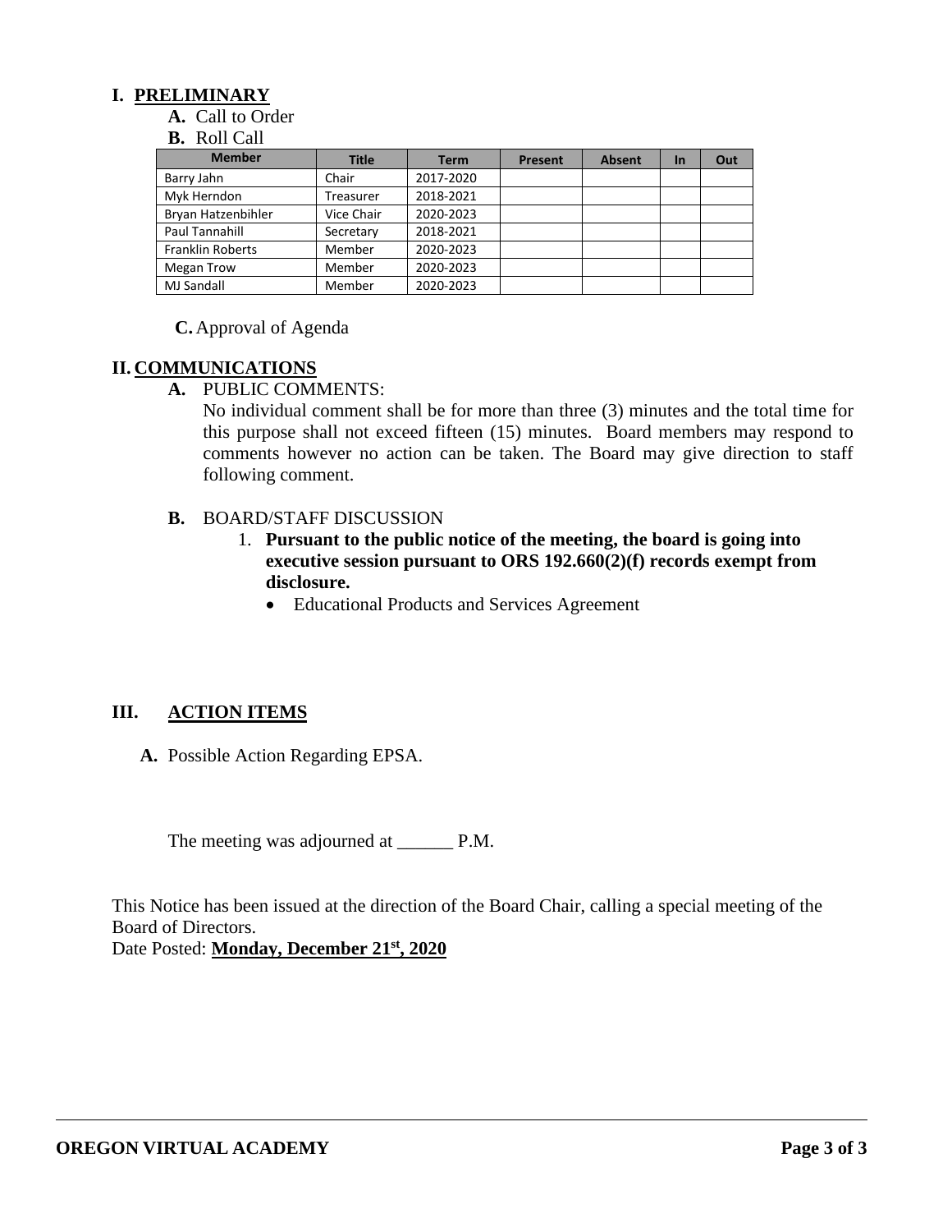## I. PRELIMINARY

**A.** Call to Order

**B.** Roll Call

| Member | Title | Term | Present | Absent | In | Out |
|---|---|---|---|---|---|---|
| Barry Jahn | Chair | 2017-2020 | | | | |
| Myk Herndon | Treasurer | 2018-2021 | | | | |
| Bryan Hatzenbihler | Vice Chair | 2020-2023 | | | | |
| Paul Tannahill | Secretary | 2018-2021 | | | | |
| Franklin Roberts | Member | 2020-2023 | | | | |
| Megan Trow | Member | 2020-2023 | | | | |
| MJ Sandall | Member | 2020-2023 | | | | |

**C.** Approval of Agenda

## II. COMMUNICATIONS

**A.** PUBLIC COMMENTS:

No individual comment shall be for more than three (3) minutes and the total time for this purpose shall not exceed fifteen (15) minutes. Board members may respond to comments however no action can be taken. The Board may give direction to staff following comment.

**B.** BOARD/STAFF DISCUSSION

1. **Pursuant to the public notice of the meeting, the board is going into executive session pursuant to ORS 192.660(2)(f) records exempt from disclosure.**
   - Educational Products and Services Agreement

## III. ACTION ITEMS

**A.** Possible Action Regarding EPSA.

The meeting was adjourned at ______ P.M.

This Notice has been issued at the direction of the Board Chair, calling a special meeting of the Board of Directors.

Date Posted: **Monday, December 21st, 2020**